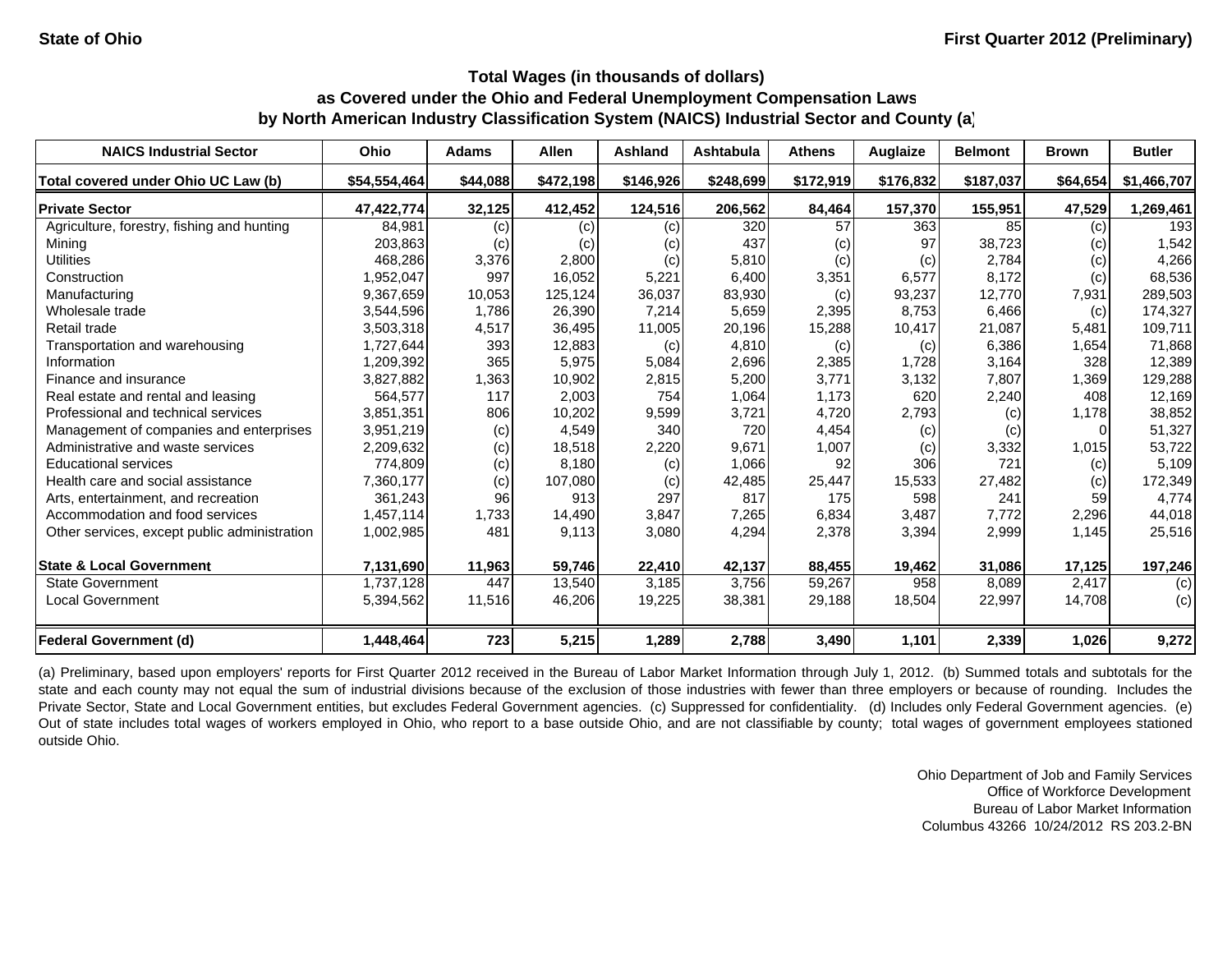State of Ohio

First Quarter 2012 (Preliminary)

## Total Wages (in thousands of dollars) as Covered under the Ohio and Federal Unemployment Compensation Laws by North American Industry Classification System (NAICS) Industrial Sector and County (a)

| NAICS Industrial Sector | Ohio | Adams | Allen | Ashland | Ashtabula | Athens | Auglaize | Belmont | Brown | Butler |
|---|---|---|---|---|---|---|---|---|---|---|
| **Total covered under Ohio UC Law (b)** | **$54,554,464** | **$44,088** | **$472,198** | **$146,926** | **$248,699** | **$172,919** | **$176,832** | **$187,037** | **$64,654** | **$1,466,707** |
| **Private Sector** | **47,422,774** | **32,125** | **412,452** | **124,516** | **206,562** | **84,464** | **157,370** | **155,951** | **47,529** | **1,269,461** |
| Agriculture, forestry, fishing and hunting | 84,981 | (c) | (c) | (c) | 320 | 57 | 363 | 85 | (c) | 193 |
| Mining | 203,863 | (c) | (c) | (c) | 437 | (c) | 97 | 38,723 | (c) | 1,542 |
| Utilities | 468,286 | 3,376 | 2,800 | (c) | 5,810 | (c) | (c) | 2,784 | (c) | 4,266 |
| Construction | 1,952,047 | 997 | 16,052 | 5,221 | 6,400 | 3,351 | 6,577 | 8,172 | (c) | 68,536 |
| Manufacturing | 9,367,659 | 10,053 | 125,124 | 36,037 | 83,930 | (c) | 93,237 | 12,770 | 7,931 | 289,503 |
| Wholesale trade | 3,544,596 | 1,786 | 26,390 | 7,214 | 5,659 | 2,395 | 8,753 | 6,466 | (c) | 174,327 |
| Retail trade | 3,503,318 | 4,517 | 36,495 | 11,005 | 20,196 | 15,288 | 10,417 | 21,087 | 5,481 | 109,711 |
| Transportation and warehousing | 1,727,644 | 393 | 12,883 | (c) | 4,810 | (c) | (c) | 6,386 | 1,654 | 71,868 |
| Information | 1,209,392 | 365 | 5,975 | 5,084 | 2,696 | 2,385 | 1,728 | 3,164 | 328 | 12,389 |
| Finance and insurance | 3,827,882 | 1,363 | 10,902 | 2,815 | 5,200 | 3,771 | 3,132 | 7,807 | 1,369 | 129,288 |
| Real estate and rental and leasing | 564,577 | 117 | 2,003 | 754 | 1,064 | 1,173 | 620 | 2,240 | 408 | 12,169 |
| Professional and technical services | 3,851,351 | 806 | 10,202 | 9,599 | 3,721 | 4,720 | 2,793 | (c) | 1,178 | 38,852 |
| Management of companies and enterprises | 3,951,219 | (c) | 4,549 | 340 | 720 | 4,454 | (c) | (c) | 0 | 51,327 |
| Administrative and waste services | 2,209,632 | (c) | 18,518 | 2,220 | 9,671 | 1,007 | (c) | 3,332 | 1,015 | 53,722 |
| Educational services | 774,809 | (c) | 8,180 | (c) | 1,066 | 92 | 306 | 721 | (c) | 5,109 |
| Health care and social assistance | 7,360,177 | (c) | 107,080 | (c) | 42,485 | 25,447 | 15,533 | 27,482 | (c) | 172,349 |
| Arts, entertainment, and recreation | 361,243 | 96 | 913 | 297 | 817 | 175 | 598 | 241 | 59 | 4,774 |
| Accommodation and food services | 1,457,114 | 1,733 | 14,490 | 3,847 | 7,265 | 6,834 | 3,487 | 7,772 | 2,296 | 44,018 |
| Other services, except public administration | 1,002,985 | 481 | 9,113 | 3,080 | 4,294 | 2,378 | 3,394 | 2,999 | 1,145 | 25,516 |
| **State & Local Government** | **7,131,690** | **11,963** | **59,746** | **22,410** | **42,137** | **88,455** | **19,462** | **31,086** | **17,125** | **197,246** |
| State Government | 1,737,128 | 447 | 13,540 | 3,185 | 3,756 | 59,267 | 958 | 8,089 | 2,417 | (c) |
| Local Government | 5,394,562 | 11,516 | 46,206 | 19,225 | 38,381 | 29,188 | 18,504 | 22,997 | 14,708 | (c) |
| **Federal Government (d)** | **1,448,464** | **723** | **5,215** | **1,289** | **2,788** | **3,490** | **1,101** | **2,339** | **1,026** | **9,272** |

(a) Preliminary, based upon employers' reports for First Quarter 2012 received in the Bureau of Labor Market Information through July 1, 2012. (b) Summed totals and subtotals for the state and each county may not equal the sum of industrial divisions because of the exclusion of those industries with fewer than three employers or because of rounding. Includes the Private Sector, State and Local Government entities, but excludes Federal Government agencies. (c) Suppressed for confidentiality. (d) Includes only Federal Government agencies. (e) Out of state includes total wages of workers employed in Ohio, who report to a base outside Ohio, and are not classifiable by county; total wages of government employees stationed outside Ohio.

Ohio Department of Job and Family Services
Office of Workforce Development
Bureau of Labor Market Information
Columbus 43266 10/24/2012 RS 203.2-BN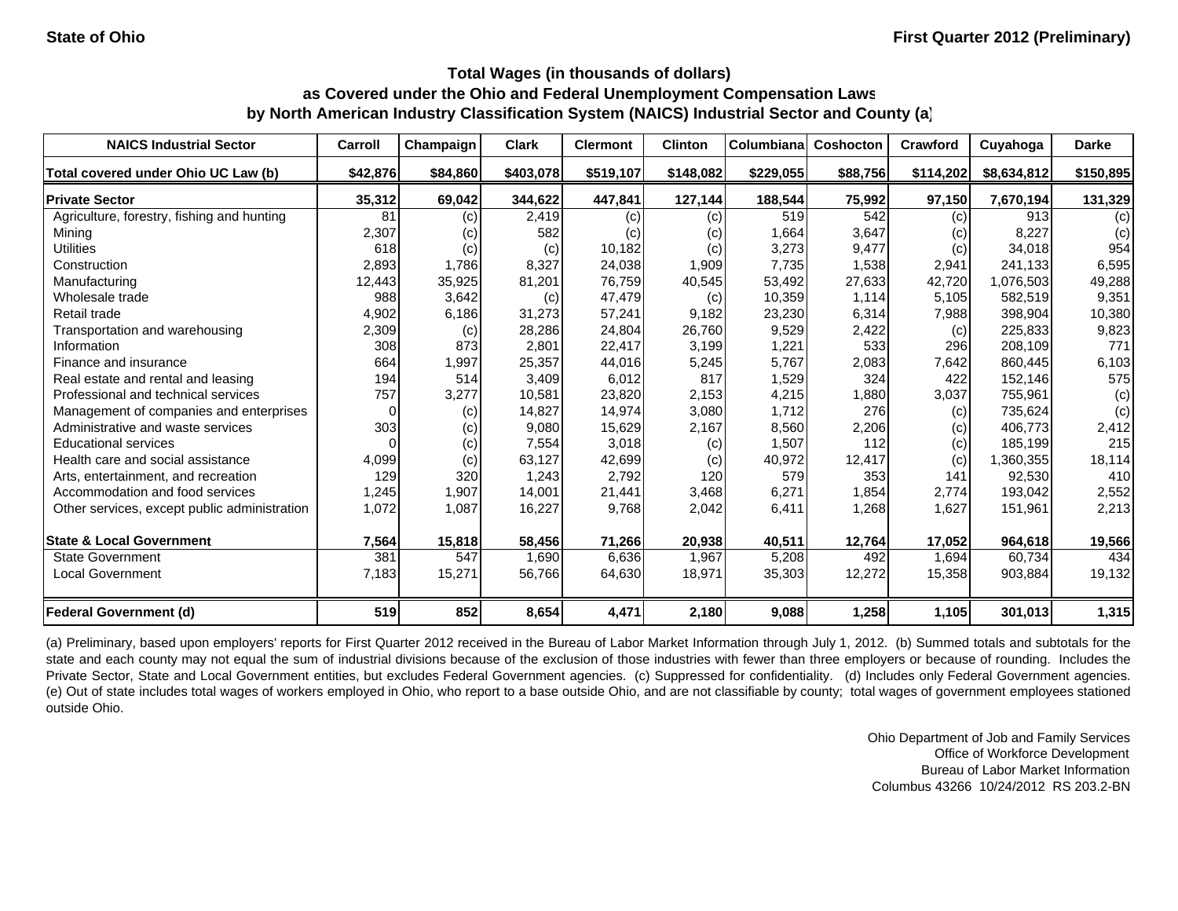**State of Ohio** **First Quarter 2012 (Preliminary)**

### Total Wages (in thousands of dollars)
### as Covered under the Ohio and Federal Unemployment Compensation Laws
### by North American Industry Classification System (NAICS) Industrial Sector and County (a)

| NAICS Industrial Sector | Carroll | Champaign | Clark | Clermont | Clinton | Columbiana | Coshocton | Crawford | Cuyahoga | Darke |
|---|---|---|---|---|---|---|---|---|---|---|
| Total covered under Ohio UC Law (b) | $42,876 | $84,860 | $403,078 | $519,107 | $148,082 | $229,055 | $88,756 | $114,202 | $8,634,812 | $150,895 |
| **Private Sector** | **35,312** | **69,042** | **344,622** | **447,841** | **127,144** | **188,544** | **75,992** | **97,150** | **7,670,194** | **131,329** |
| Agriculture, forestry, fishing and hunting | 81 | (c) | 2,419 | (c) | (c) | 519 | 542 | (c) | 913 | (c) |
| Mining | 2,307 | (c) | 582 | (c) | (c) | 1,664 | 3,647 | (c) | 8,227 | (c) |
| Utilities | 618 | (c) | (c) | 10,182 | (c) | 3,273 | 9,477 | (c) | 34,018 | 954 |
| Construction | 2,893 | 1,786 | 8,327 | 24,038 | 1,909 | 7,735 | 1,538 | 2,941 | 241,133 | 6,595 |
| Manufacturing | 12,443 | 35,925 | 81,201 | 76,759 | 40,545 | 53,492 | 27,633 | 42,720 | 1,076,503 | 49,288 |
| Wholesale trade | 988 | 3,642 | (c) | 47,479 | (c) | 10,359 | 1,114 | 5,105 | 582,519 | 9,351 |
| Retail trade | 4,902 | 6,186 | 31,273 | 57,241 | 9,182 | 23,230 | 6,314 | 7,988 | 398,904 | 10,380 |
| Transportation and warehousing | 2,309 | (c) | 28,286 | 24,804 | 26,760 | 9,529 | 2,422 | (c) | 225,833 | 9,823 |
| Information | 308 | 873 | 2,801 | 22,417 | 3,199 | 1,221 | 533 | 296 | 208,109 | 771 |
| Finance and insurance | 664 | 1,997 | 25,357 | 44,016 | 5,245 | 5,767 | 2,083 | 7,642 | 860,445 | 6,103 |
| Real estate and rental and leasing | 194 | 514 | 3,409 | 6,012 | 817 | 1,529 | 324 | 422 | 152,146 | 575 |
| Professional and technical services | 757 | 3,277 | 10,581 | 23,820 | 2,153 | 4,215 | 1,880 | 3,037 | 755,961 | (c) |
| Management of companies and enterprises | 0 | (c) | 14,827 | 14,974 | 3,080 | 1,712 | 276 | (c) | 735,624 | (c) |
| Administrative and waste services | 303 | (c) | 9,080 | 15,629 | 2,167 | 8,560 | 2,206 | (c) | 406,773 | 2,412 |
| Educational services | 0 | (c) | 7,554 | 3,018 | (c) | 1,507 | 112 | (c) | 185,199 | 215 |
| Health care and social assistance | 4,099 | (c) | 63,127 | 42,699 | (c) | 40,972 | 12,417 | (c) | 1,360,355 | 18,114 |
| Arts, entertainment, and recreation | 129 | 320 | 1,243 | 2,792 | 120 | 579 | 353 | 141 | 92,530 | 410 |
| Accommodation and food services | 1,245 | 1,907 | 14,001 | 21,441 | 3,468 | 6,271 | 1,854 | 2,774 | 193,042 | 2,552 |
| Other services, except public administration | 1,072 | 1,087 | 16,227 | 9,768 | 2,042 | 6,411 | 1,268 | 1,627 | 151,961 | 2,213 |
| **State & Local Government** | **7,564** | **15,818** | **58,456** | **71,266** | **20,938** | **40,511** | **12,764** | **17,052** | **964,618** | **19,566** |
| State Government | 381 | 547 | 1,690 | 6,636 | 1,967 | 5,208 | 492 | 1,694 | 60,734 | 434 |
| Local Government | 7,183 | 15,271 | 56,766 | 64,630 | 18,971 | 35,303 | 12,272 | 15,358 | 903,884 | 19,132 |
| **Federal Government (d)** | **519** | **852** | **8,654** | **4,471** | **2,180** | **9,088** | **1,258** | **1,105** | **301,013** | **1,315** |

(a) Preliminary, based upon employers' reports for First Quarter 2012 received in the Bureau of Labor Market Information through July 1, 2012. (b) Summed totals and subtotals for the state and each county may not equal the sum of industrial divisions because of the exclusion of those industries with fewer than three employers or because of rounding. Includes the Private Sector, State and Local Government entities, but excludes Federal Government agencies. (c) Suppressed for confidentiality. (d) Includes only Federal Government agencies. (e) Out of state includes total wages of workers employed in Ohio, who report to a base outside Ohio, and are not classifiable by county; total wages of government employees stationed outside Ohio.

Ohio Department of Job and Family Services
Office of Workforce Development
Bureau of Labor Market Information
Columbus 43266 10/24/2012 RS 203.2-BN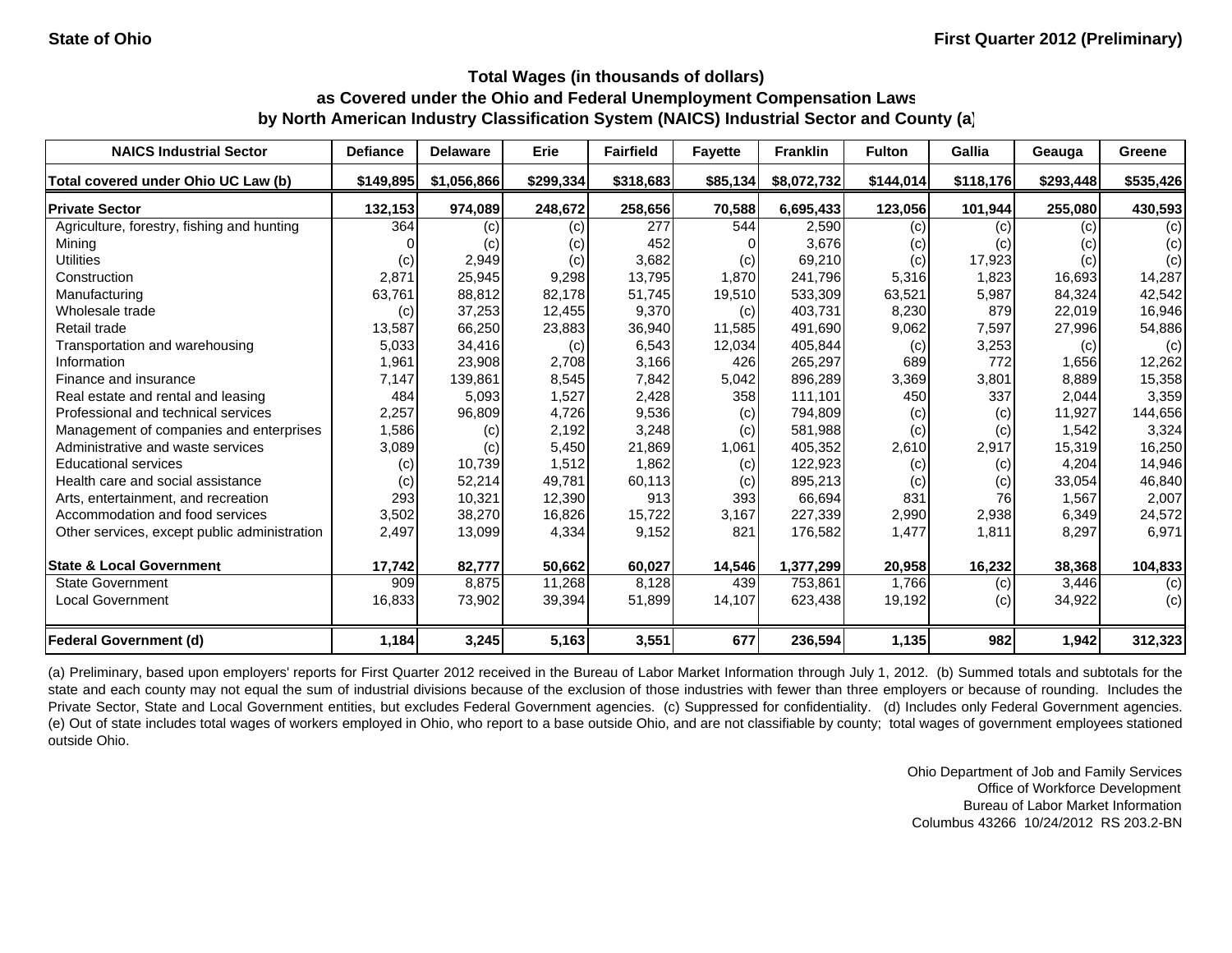State of Ohio | First Quarter 2012 (Preliminary)

## Total Wages (in thousands of dollars) as Covered under the Ohio and Federal Unemployment Compensation Laws by North American Industry Classification System (NAICS) Industrial Sector and County (a)

| NAICS Industrial Sector | Defiance | Delaware | Erie | Fairfield | Fayette | Franklin | Fulton | Gallia | Geauga | Greene |
|---|---|---|---|---|---|---|---|---|---|---|
| Total covered under Ohio UC Law (b) | $149,895 | $1,056,866 | $299,334 | $318,683 | $85,134 | $8,072,732 | $144,014 | $118,176 | $293,448 | $535,426 |
| **Private Sector** | 132,153 | 974,089 | 248,672 | 258,656 | 70,588 | 6,695,433 | 123,056 | 101,944 | 255,080 | 430,593 |
| Agriculture, forestry, fishing and hunting | 364 | (c) | (c) | 277 | 544 | 2,590 | (c) | (c) | (c) | (c) |
| Mining | 0 | (c) | (c) | 452 | 0 | 3,676 | (c) | (c) | (c) | (c) |
| Utilities | (c) | 2,949 | (c) | 3,682 | (c) | 69,210 | (c) | 17,923 | (c) | (c) |
| Construction | 2,871 | 25,945 | 9,298 | 13,795 | 1,870 | 241,796 | 5,316 | 1,823 | 16,693 | 14,287 |
| Manufacturing | 63,761 | 88,812 | 82,178 | 51,745 | 19,510 | 533,309 | 63,521 | 5,987 | 84,324 | 42,542 |
| Wholesale trade | (c) | 37,253 | 12,455 | 9,370 | (c) | 403,731 | 8,230 | 879 | 22,019 | 16,946 |
| Retail trade | 13,587 | 66,250 | 23,883 | 36,940 | 11,585 | 491,690 | 9,062 | 7,597 | 27,996 | 54,886 |
| Transportation and warehousing | 5,033 | 34,416 | (c) | 6,543 | 12,034 | 405,844 | (c) | 3,253 | (c) | (c) |
| Information | 1,961 | 23,908 | 2,708 | 3,166 | 426 | 265,297 | 689 | 772 | 1,656 | 12,262 |
| Finance and insurance | 7,147 | 139,861 | 8,545 | 7,842 | 5,042 | 896,289 | 3,369 | 3,801 | 8,889 | 15,358 |
| Real estate and rental and leasing | 484 | 5,093 | 1,527 | 2,428 | 358 | 111,101 | 450 | 337 | 2,044 | 3,359 |
| Professional and technical services | 2,257 | 96,809 | 4,726 | 9,536 | (c) | 794,809 | (c) | (c) | 11,927 | 144,656 |
| Management of companies and enterprises | 1,586 | (c) | 2,192 | 3,248 | (c) | 581,988 | (c) | (c) | 1,542 | 3,324 |
| Administrative and waste services | 3,089 | (c) | 5,450 | 21,869 | 1,061 | 405,352 | 2,610 | 2,917 | 15,319 | 16,250 |
| Educational services | (c) | 10,739 | 1,512 | 1,862 | (c) | 122,923 | (c) | (c) | 4,204 | 14,946 |
| Health care and social assistance | (c) | 52,214 | 49,781 | 60,113 | (c) | 895,213 | (c) | (c) | 33,054 | 46,840 |
| Arts, entertainment, and recreation | 293 | 10,321 | 12,390 | 913 | 393 | 66,694 | 831 | 76 | 1,567 | 2,007 |
| Accommodation and food services | 3,502 | 38,270 | 16,826 | 15,722 | 3,167 | 227,339 | 2,990 | 2,938 | 6,349 | 24,572 |
| Other services, except public administration | 2,497 | 13,099 | 4,334 | 9,152 | 821 | 176,582 | 1,477 | 1,811 | 8,297 | 6,971 |
| **State & Local Government** | 17,742 | 82,777 | 50,662 | 60,027 | 14,546 | 1,377,299 | 20,958 | 16,232 | 38,368 | 104,833 |
| State Government | 909 | 8,875 | 11,268 | 8,128 | 439 | 753,861 | 1,766 | (c) | 3,446 | (c) |
| Local Government | 16,833 | 73,902 | 39,394 | 51,899 | 14,107 | 623,438 | 19,192 | (c) | 34,922 | (c) |
| **Federal Government (d)** | 1,184 | 3,245 | 5,163 | 3,551 | 677 | 236,594 | 1,135 | 982 | 1,942 | 312,323 |

(a) Preliminary, based upon employers' reports for First Quarter 2012 received in the Bureau of Labor Market Information through July 1, 2012. (b) Summed totals and subtotals for the state and each county may not equal the sum of industrial divisions because of the exclusion of those industries with fewer than three employers or because of rounding. Includes the Private Sector, State and Local Government entities, but excludes Federal Government agencies. (c) Suppressed for confidentiality. (d) Includes only Federal Government agencies. (e) Out of state includes total wages of workers employed in Ohio, who report to a base outside Ohio, and are not classifiable by county; total wages of government employees stationed outside Ohio.

Ohio Department of Job and Family Services
Office of Workforce Development
Bureau of Labor Market Information
Columbus 43266 10/24/2012 RS 203.2-BN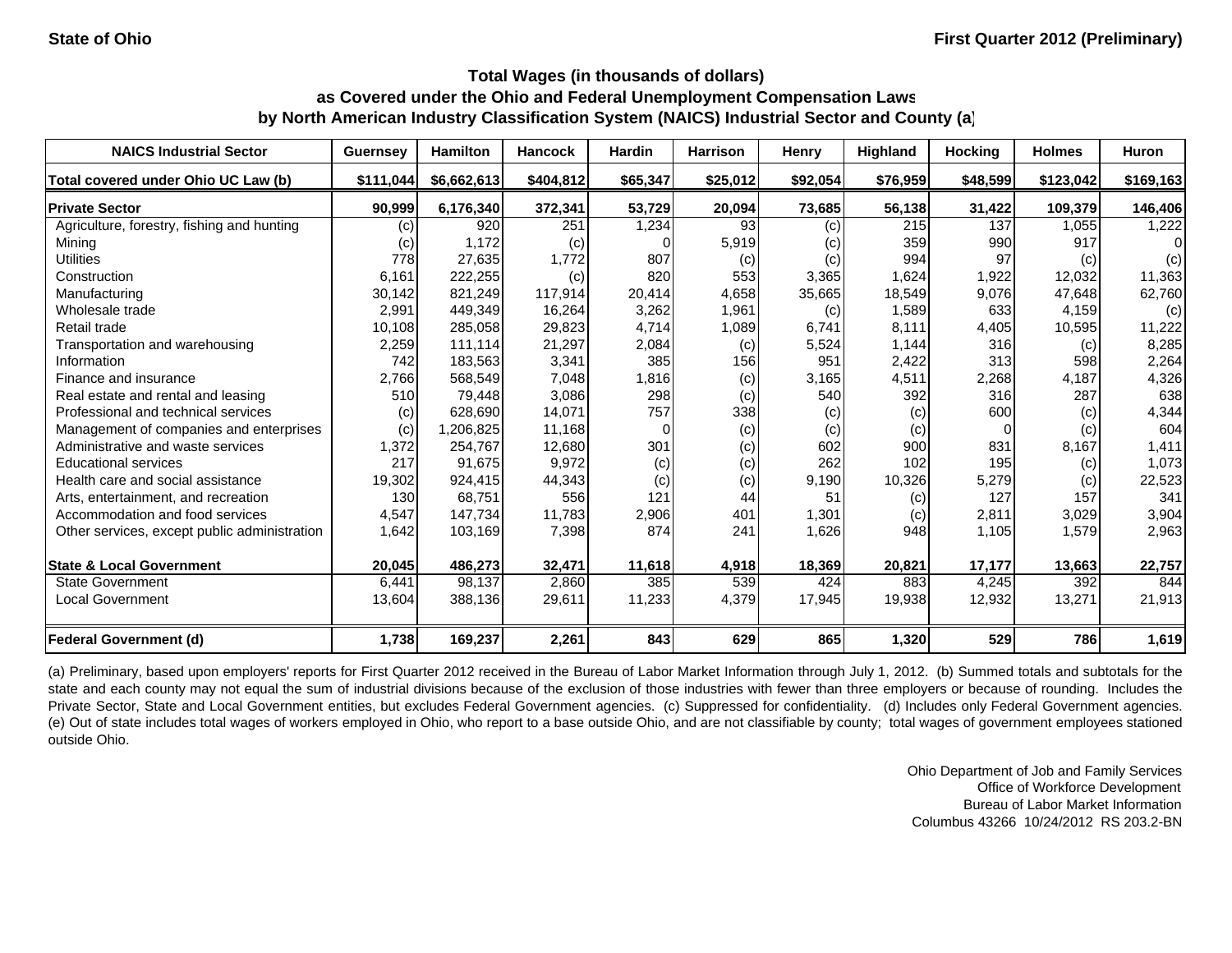State of Ohio

First Quarter 2012 (Preliminary)

## Total Wages (in thousands of dollars) as Covered under the Ohio and Federal Unemployment Compensation Laws by North American Industry Classification System (NAICS) Industrial Sector and County (a)

| NAICS Industrial Sector | Guernsey | Hamilton | Hancock | Hardin | Harrison | Henry | Highland | Hocking | Holmes | Huron |
|---|---|---|---|---|---|---|---|---|---|---|
| **Total covered under Ohio UC Law (b)** | **$111,044** | **$6,662,613** | **$404,812** | **$65,347** | **$25,012** | **$92,054** | **$76,959** | **$48,599** | **$123,042** | **$169,163** |
| **Private Sector** | **90,999** | **6,176,340** | **372,341** | **53,729** | **20,094** | **73,685** | **56,138** | **31,422** | **109,379** | **146,406** |
| Agriculture, forestry, fishing and hunting | (c) | 920 | 251 | 1,234 | 93 | (c) | 215 | 137 | 1,055 | 1,222 |
| Mining | (c) | 1,172 | (c) | 0 | 5,919 | (c) | 359 | 990 | 917 | 0 |
| Utilities | 778 | 27,635 | 1,772 | 807 | (c) | (c) | 994 | 97 | (c) | (c) |
| Construction | 6,161 | 222,255 | (c) | 820 | 553 | 3,365 | 1,624 | 1,922 | 12,032 | 11,363 |
| Manufacturing | 30,142 | 821,249 | 117,914 | 20,414 | 4,658 | 35,665 | 18,549 | 9,076 | 47,648 | 62,760 |
| Wholesale trade | 2,991 | 449,349 | 16,264 | 3,262 | 1,961 | (c) | 1,589 | 633 | 4,159 | (c) |
| Retail trade | 10,108 | 285,058 | 29,823 | 4,714 | 1,089 | 6,741 | 8,111 | 4,405 | 10,595 | 11,222 |
| Transportation and warehousing | 2,259 | 111,114 | 21,297 | 2,084 | (c) | 5,524 | 1,144 | 316 | (c) | 8,285 |
| Information | 742 | 183,563 | 3,341 | 385 | 156 | 951 | 2,422 | 313 | 598 | 2,264 |
| Finance and insurance | 2,766 | 568,549 | 7,048 | 1,816 | (c) | 3,165 | 4,511 | 2,268 | 4,187 | 4,326 |
| Real estate and rental and leasing | 510 | 79,448 | 3,086 | 298 | (c) | 540 | 392 | 316 | 287 | 638 |
| Professional and technical services | (c) | 628,690 | 14,071 | 757 | 338 | (c) | (c) | 600 | (c) | 4,344 |
| Management of companies and enterprises | (c) | 1,206,825 | 11,168 | 0 | (c) | (c) | (c) | 0 | (c) | 604 |
| Administrative and waste services | 1,372 | 254,767 | 12,680 | 301 | (c) | 602 | 900 | 831 | 8,167 | 1,411 |
| Educational services | 217 | 91,675 | 9,972 | (c) | (c) | 262 | 102 | 195 | (c) | 1,073 |
| Health care and social assistance | 19,302 | 924,415 | 44,343 | (c) | (c) | 9,190 | 10,326 | 5,279 | (c) | 22,523 |
| Arts, entertainment, and recreation | 130 | 68,751 | 556 | 121 | 44 | 51 | (c) | 127 | 157 | 341 |
| Accommodation and food services | 4,547 | 147,734 | 11,783 | 2,906 | 401 | 1,301 | (c) | 2,811 | 3,029 | 3,904 |
| Other services, except public administration | 1,642 | 103,169 | 7,398 | 874 | 241 | 1,626 | 948 | 1,105 | 1,579 | 2,963 |
| **State & Local Government** | **20,045** | **486,273** | **32,471** | **11,618** | **4,918** | **18,369** | **20,821** | **17,177** | **13,663** | **22,757** |
| State Government | 6,441 | 98,137 | 2,860 | 385 | 539 | 424 | 883 | 4,245 | 392 | 844 |
| Local Government | 13,604 | 388,136 | 29,611 | 11,233 | 4,379 | 17,945 | 19,938 | 12,932 | 13,271 | 21,913 |
| **Federal Government (d)** | **1,738** | **169,237** | **2,261** | **843** | **629** | **865** | **1,320** | **529** | **786** | **1,619** |

(a) Preliminary, based upon employers' reports for First Quarter 2012 received in the Bureau of Labor Market Information through July 1, 2012. (b) Summed totals and subtotals for the state and each county may not equal the sum of industrial divisions because of the exclusion of those industries with fewer than three employers or because of rounding. Includes the Private Sector, State and Local Government entities, but excludes Federal Government agencies. (c) Suppressed for confidentiality. (d) Includes only Federal Government agencies. (e) Out of state includes total wages of workers employed in Ohio, who report to a base outside Ohio, and are not classifiable by county; total wages of government employees stationed outside Ohio.

Ohio Department of Job and Family Services
Office of Workforce Development
Bureau of Labor Market Information
Columbus 43266 10/24/2012 RS 203.2-BN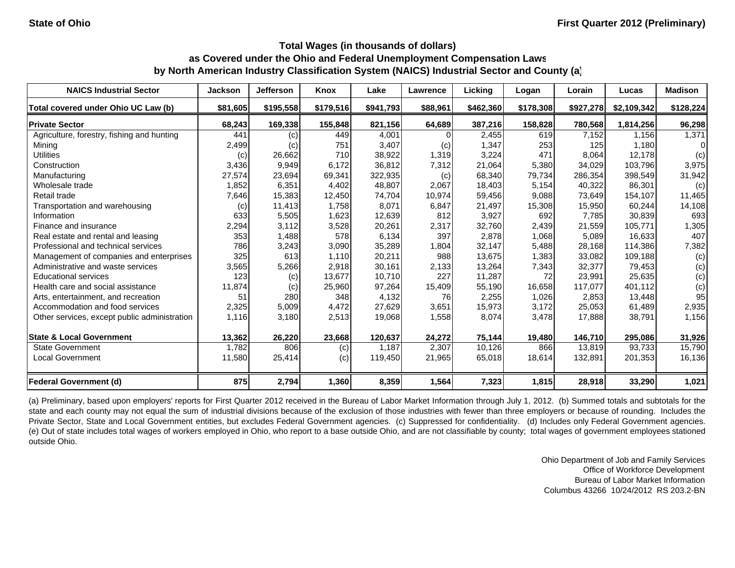State of Ohio — First Quarter 2012 (Preliminary)

## Total Wages (in thousands of dollars) as Covered under the Ohio and Federal Unemployment Compensation Laws by North American Industry Classification System (NAICS) Industrial Sector and County (a)

| NAICS Industrial Sector | Jackson | Jefferson | Knox | Lake | Lawrence | Licking | Logan | Lorain | Lucas | Madison |
|---|---|---|---|---|---|---|---|---|---|---|
| **Total covered under Ohio UC Law (b)** | **$81,605** | **$195,558** | **$179,516** | **$941,793** | **$88,961** | **$462,360** | **$178,308** | **$927,278** | **$2,109,342** | **$128,224** |
| **Private Sector** | **68,243** | **169,338** | **155,848** | **821,156** | **64,689** | **387,216** | **158,828** | **780,568** | **1,814,256** | **96,298** |
| Agriculture, forestry, fishing and hunting | 441 | (c) | 449 | 4,001 | 0 | 2,455 | 619 | 7,152 | 1,156 | 1,371 |
| Mining | 2,499 | (c) | 751 | 3,407 | (c) | 1,347 | 253 | 125 | 1,180 | 0 |
| Utilities | (c) | 26,662 | 710 | 38,922 | 1,319 | 3,224 | 471 | 8,064 | 12,178 | (c) |
| Construction | 3,436 | 9,949 | 6,172 | 36,812 | 7,312 | 21,064 | 5,380 | 34,029 | 103,796 | 3,975 |
| Manufacturing | 27,574 | 23,694 | 69,341 | 322,935 | (c) | 68,340 | 79,734 | 286,354 | 398,549 | 31,942 |
| Wholesale trade | 1,852 | 6,351 | 4,402 | 48,807 | 2,067 | 18,403 | 5,154 | 40,322 | 86,301 | (c) |
| Retail trade | 7,646 | 15,383 | 12,450 | 74,704 | 10,974 | 59,456 | 9,088 | 73,649 | 154,107 | 11,465 |
| Transportation and warehousing | (c) | 11,413 | 1,758 | 8,071 | 6,847 | 21,497 | 15,308 | 15,950 | 60,244 | 14,108 |
| Information | 633 | 5,505 | 1,623 | 12,639 | 812 | 3,927 | 692 | 7,785 | 30,839 | 693 |
| Finance and insurance | 2,294 | 3,112 | 3,528 | 20,261 | 2,317 | 32,760 | 2,439 | 21,559 | 105,771 | 1,305 |
| Real estate and rental and leasing | 353 | 1,488 | 578 | 6,134 | 397 | 2,878 | 1,068 | 5,089 | 16,633 | 407 |
| Professional and technical services | 786 | 3,243 | 3,090 | 35,289 | 1,804 | 32,147 | 5,488 | 28,168 | 114,386 | 7,382 |
| Management of companies and enterprises | 325 | 613 | 1,110 | 20,211 | 988 | 13,675 | 1,383 | 33,082 | 109,188 | (c) |
| Administrative and waste services | 3,565 | 5,266 | 2,918 | 30,161 | 2,133 | 13,264 | 7,343 | 32,377 | 79,453 | (c) |
| Educational services | 123 | (c) | 13,677 | 10,710 | 227 | 11,287 | 72 | 23,991 | 25,635 | (c) |
| Health care and social assistance | 11,874 | (c) | 25,960 | 97,264 | 15,409 | 55,190 | 16,658 | 117,077 | 401,112 | (c) |
| Arts, entertainment, and recreation | 51 | 280 | 348 | 4,132 | 76 | 2,255 | 1,026 | 2,853 | 13,448 | 95 |
| Accommodation and food services | 2,325 | 5,009 | 4,472 | 27,629 | 3,651 | 15,973 | 3,172 | 25,053 | 61,489 | 2,935 |
| Other services, except public administration | 1,116 | 3,180 | 2,513 | 19,068 | 1,558 | 8,074 | 3,478 | 17,888 | 38,791 | 1,156 |
| **State & Local Government** | **13,362** | **26,220** | **23,668** | **120,637** | **24,272** | **75,144** | **19,480** | **146,710** | **295,086** | **31,926** |
| State Government | 1,782 | 806 | (c) | 1,187 | 2,307 | 10,126 | 866 | 13,819 | 93,733 | 15,790 |
| Local Government | 11,580 | 25,414 | (c) | 119,450 | 21,965 | 65,018 | 18,614 | 132,891 | 201,353 | 16,136 |
| **Federal Government (d)** | **875** | **2,794** | **1,360** | **8,359** | **1,564** | **7,323** | **1,815** | **28,918** | **33,290** | **1,021** |

(a) Preliminary, based upon employers' reports for First Quarter 2012 received in the Bureau of Labor Market Information through July 1, 2012. (b) Summed totals and subtotals for the state and each county may not equal the sum of industrial divisions because of the exclusion of those industries with fewer than three employers or because of rounding. Includes the Private Sector, State and Local Government entities, but excludes Federal Government agencies. (c) Suppressed for confidentiality. (d) Includes only Federal Government agencies. (e) Out of state includes total wages of workers employed in Ohio, who report to a base outside Ohio, and are not classifiable by county; total wages of government employees stationed outside Ohio.

Ohio Department of Job and Family Services
Office of Workforce Development
Bureau of Labor Market Information
Columbus 43266 10/24/2012 RS 203.2-BN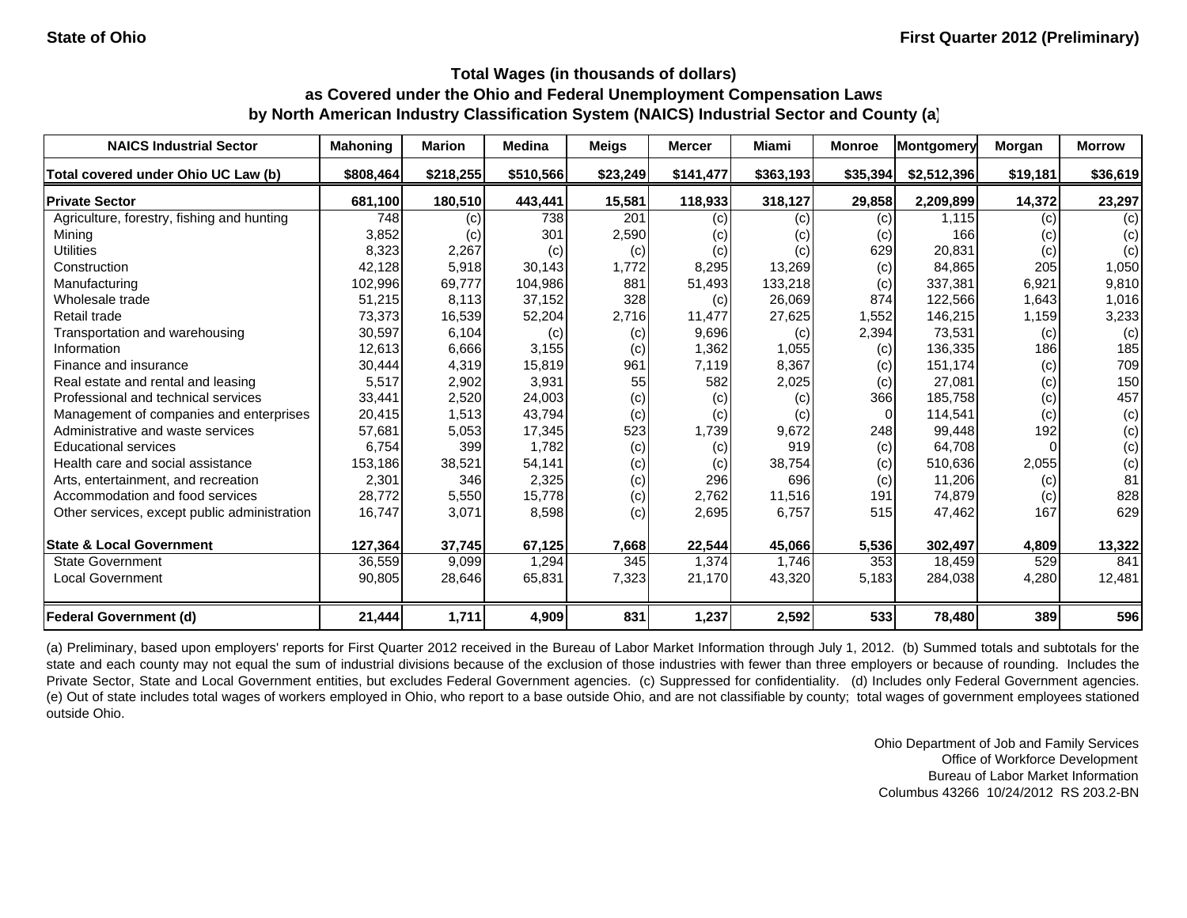State of Ohio

First Quarter 2012 (Preliminary)

## Total Wages (in thousands of dollars)
## as Covered under the Ohio and Federal Unemployment Compensation Laws
## by North American Industry Classification System (NAICS) Industrial Sector and County (a)

| NAICS Industrial Sector | Mahoning | Marion | Medina | Meigs | Mercer | Miami | Monroe | Montgomery | Morgan | Morrow |
|---|---|---|---|---|---|---|---|---|---|---|
| **Total covered under Ohio UC Law (b)** | **$808,464** | **$218,255** | **$510,566** | **$23,249** | **$141,477** | **$363,193** | **$35,394** | **$2,512,396** | **$19,181** | **$36,619** |
| **Private Sector** | **681,100** | **180,510** | **443,441** | **15,581** | **118,933** | **318,127** | **29,858** | **2,209,899** | **14,372** | **23,297** |
| Agriculture, forestry, fishing and hunting | 748 | (c) | 738 | 201 | (c) | (c) | (c) | 1,115 | (c) | (c) |
| Mining | 3,852 | (c) | 301 | 2,590 | (c) | (c) | (c) | 166 | (c) | (c) |
| Utilities | 8,323 | 2,267 | (c) | (c) | (c) | (c) | 629 | 20,831 | (c) | (c) |
| Construction | 42,128 | 5,918 | 30,143 | 1,772 | 8,295 | 13,269 | (c) | 84,865 | 205 | 1,050 |
| Manufacturing | 102,996 | 69,777 | 104,986 | 881 | 51,493 | 133,218 | (c) | 337,381 | 6,921 | 9,810 |
| Wholesale trade | 51,215 | 8,113 | 37,152 | 328 | (c) | 26,069 | 874 | 122,566 | 1,643 | 1,016 |
| Retail trade | 73,373 | 16,539 | 52,204 | 2,716 | 11,477 | 27,625 | 1,552 | 146,215 | 1,159 | 3,233 |
| Transportation and warehousing | 30,597 | 6,104 | (c) | (c) | 9,696 | (c) | 2,394 | 73,531 | (c) | (c) |
| Information | 12,613 | 6,666 | 3,155 | (c) | 1,362 | 1,055 | (c) | 136,335 | 186 | 185 |
| Finance and insurance | 30,444 | 4,319 | 15,819 | 961 | 7,119 | 8,367 | (c) | 151,174 | (c) | 709 |
| Real estate and rental and leasing | 5,517 | 2,902 | 3,931 | 55 | 582 | 2,025 | (c) | 27,081 | (c) | 150 |
| Professional and technical services | 33,441 | 2,520 | 24,003 | (c) | (c) | (c) | 366 | 185,758 | (c) | 457 |
| Management of companies and enterprises | 20,415 | 1,513 | 43,794 | (c) | (c) | (c) | 0 | 114,541 | (c) | (c) |
| Administrative and waste services | 57,681 | 5,053 | 17,345 | 523 | 1,739 | 9,672 | 248 | 99,448 | 192 | (c) |
| Educational services | 6,754 | 399 | 1,782 | (c) | (c) | 919 | (c) | 64,708 | 0 | (c) |
| Health care and social assistance | 153,186 | 38,521 | 54,141 | (c) | (c) | 38,754 | (c) | 510,636 | 2,055 | (c) |
| Arts, entertainment, and recreation | 2,301 | 346 | 2,325 | (c) | 296 | 696 | (c) | 11,206 | (c) | 81 |
| Accommodation and food services | 28,772 | 5,550 | 15,778 | (c) | 2,762 | 11,516 | 191 | 74,879 | (c) | 828 |
| Other services, except public administration | 16,747 | 3,071 | 8,598 | (c) | 2,695 | 6,757 | 515 | 47,462 | 167 | 629 |
| **State & Local Government** | **127,364** | **37,745** | **67,125** | **7,668** | **22,544** | **45,066** | **5,536** | **302,497** | **4,809** | **13,322** |
| State Government | 36,559 | 9,099 | 1,294 | 345 | 1,374 | 1,746 | 353 | 18,459 | 529 | 841 |
| Local Government | 90,805 | 28,646 | 65,831 | 7,323 | 21,170 | 43,320 | 5,183 | 284,038 | 4,280 | 12,481 |
| **Federal Government (d)** | **21,444** | **1,711** | **4,909** | **831** | **1,237** | **2,592** | **533** | **78,480** | **389** | **596** |

(a) Preliminary, based upon employers' reports for First Quarter 2012 received in the Bureau of Labor Market Information through July 1, 2012. (b) Summed totals and subtotals for the state and each county may not equal the sum of industrial divisions because of the exclusion of those industries with fewer than three employers or because of rounding. Includes the Private Sector, State and Local Government entities, but excludes Federal Government agencies. (c) Suppressed for confidentiality. (d) Includes only Federal Government agencies. (e) Out of state includes total wages of workers employed in Ohio, who report to a base outside Ohio, and are not classifiable by county; total wages of government employees stationed outside Ohio.

Ohio Department of Job and Family Services
Office of Workforce Development
Bureau of Labor Market Information
Columbus 43266 10/24/2012 RS 203.2-BN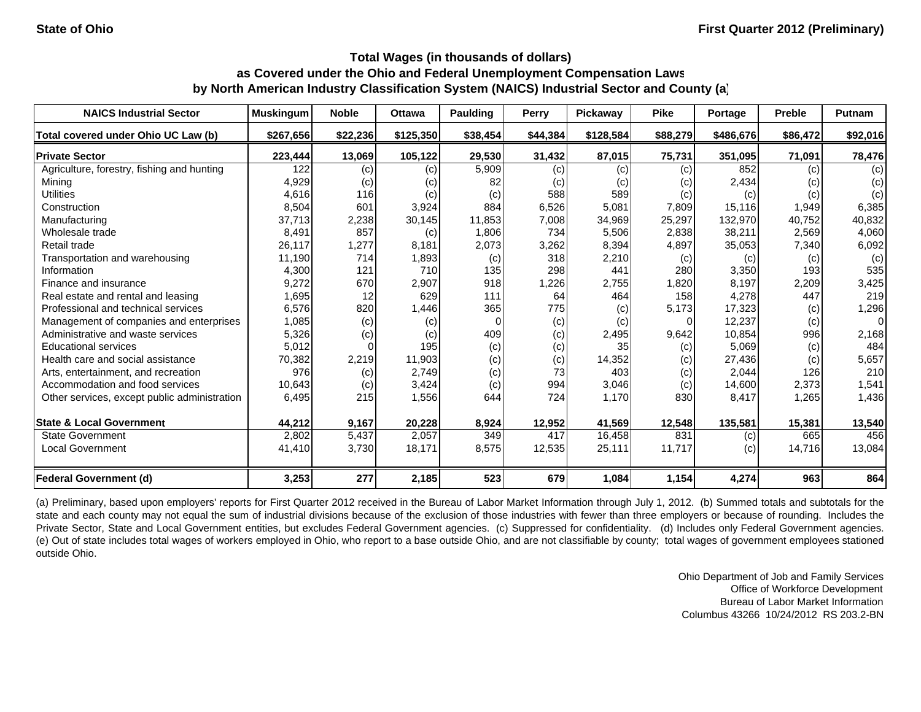**State of Ohio** | **First Quarter 2012 (Preliminary)**

## Total Wages (in thousands of dollars) as Covered under the Ohio and Federal Unemployment Compensation Laws by North American Industry Classification System (NAICS) Industrial Sector and County (a)

| NAICS Industrial Sector | Muskingum | Noble | Ottawa | Paulding | Perry | Pickaway | Pike | Portage | Preble | Putnam |
|---|---|---|---|---|---|---|---|---|---|---|
| **Total covered under Ohio UC Law (b)** | **$267,656** | **$22,236** | **$125,350** | **$38,454** | **$44,384** | **$128,584** | **$88,279** | **$486,676** | **$86,472** | **$92,016** |
| **Private Sector** | **223,444** | **13,069** | **105,122** | **29,530** | **31,432** | **87,015** | **75,731** | **351,095** | **71,091** | **78,476** |
| Agriculture, forestry, fishing and hunting | 122 | (c) | (c) | 5,909 | (c) | (c) | (c) | 852 | (c) | (c) |
| Mining | 4,929 | (c) | (c) | 82 | (c) | (c) | (c) | 2,434 | (c) | (c) |
| Utilities | 4,616 | 116 | (c) | (c) | 588 | 589 | (c) | (c) | (c) | (c) |
| Construction | 8,504 | 601 | 3,924 | 884 | 6,526 | 5,081 | 7,809 | 15,116 | 1,949 | 6,385 |
| Manufacturing | 37,713 | 2,238 | 30,145 | 11,853 | 7,008 | 34,969 | 25,297 | 132,970 | 40,752 | 40,832 |
| Wholesale trade | 8,491 | 857 | (c) | 1,806 | 734 | 5,506 | 2,838 | 38,211 | 2,569 | 4,060 |
| Retail trade | 26,117 | 1,277 | 8,181 | 2,073 | 3,262 | 8,394 | 4,897 | 35,053 | 7,340 | 6,092 |
| Transportation and warehousing | 11,190 | 714 | 1,893 | (c) | 318 | 2,210 | (c) | (c) | (c) | (c) |
| Information | 4,300 | 121 | 710 | 135 | 298 | 441 | 280 | 3,350 | 193 | 535 |
| Finance and insurance | 9,272 | 670 | 2,907 | 918 | 1,226 | 2,755 | 1,820 | 8,197 | 2,209 | 3,425 |
| Real estate and rental and leasing | 1,695 | 12 | 629 | 111 | 64 | 464 | 158 | 4,278 | 447 | 219 |
| Professional and technical services | 6,576 | 820 | 1,446 | 365 | 775 | (c) | 5,173 | 17,323 | (c) | 1,296 |
| Management of companies and enterprises | 1,085 | (c) | (c) | 0 | (c) | (c) | 0 | 12,237 | (c) | 0 |
| Administrative and waste services | 5,326 | (c) | (c) | 409 | (c) | 2,495 | 9,642 | 10,854 | 996 | 2,168 |
| Educational services | 5,012 | 0 | 195 | (c) | (c) | 35 | (c) | 5,069 | (c) | 484 |
| Health care and social assistance | 70,382 | 2,219 | 11,903 | (c) | (c) | 14,352 | (c) | 27,436 | (c) | 5,657 |
| Arts, entertainment, and recreation | 976 | (c) | 2,749 | (c) | 73 | 403 | (c) | 2,044 | 126 | 210 |
| Accommodation and food services | 10,643 | (c) | 3,424 | (c) | 994 | 3,046 | (c) | 14,600 | 2,373 | 1,541 |
| Other services, except public administration | 6,495 | 215 | 1,556 | 644 | 724 | 1,170 | 830 | 8,417 | 1,265 | 1,436 |
| **State & Local Government** | **44,212** | **9,167** | **20,228** | **8,924** | **12,952** | **41,569** | **12,548** | **135,581** | **15,381** | **13,540** |
| State Government | 2,802 | 5,437 | 2,057 | 349 | 417 | 16,458 | 831 | (c) | 665 | 456 |
| Local Government | 41,410 | 3,730 | 18,171 | 8,575 | 12,535 | 25,111 | 11,717 | (c) | 14,716 | 13,084 |
| **Federal Government (d)** | **3,253** | **277** | **2,185** | **523** | **679** | **1,084** | **1,154** | **4,274** | **963** | **864** |

(a) Preliminary, based upon employers' reports for First Quarter 2012 received in the Bureau of Labor Market Information through July 1, 2012. (b) Summed totals and subtotals for the state and each county may not equal the sum of industrial divisions because of the exclusion of those industries with fewer than three employers or because of rounding. Includes the Private Sector, State and Local Government entities, but excludes Federal Government agencies. (c) Suppressed for confidentiality. (d) Includes only Federal Government agencies. (e) Out of state includes total wages of workers employed in Ohio, who report to a base outside Ohio, and are not classifiable by county; total wages of government employees stationed outside Ohio.

Ohio Department of Job and Family Services
Office of Workforce Development
Bureau of Labor Market Information
Columbus 43266 10/24/2012 RS 203.2-BN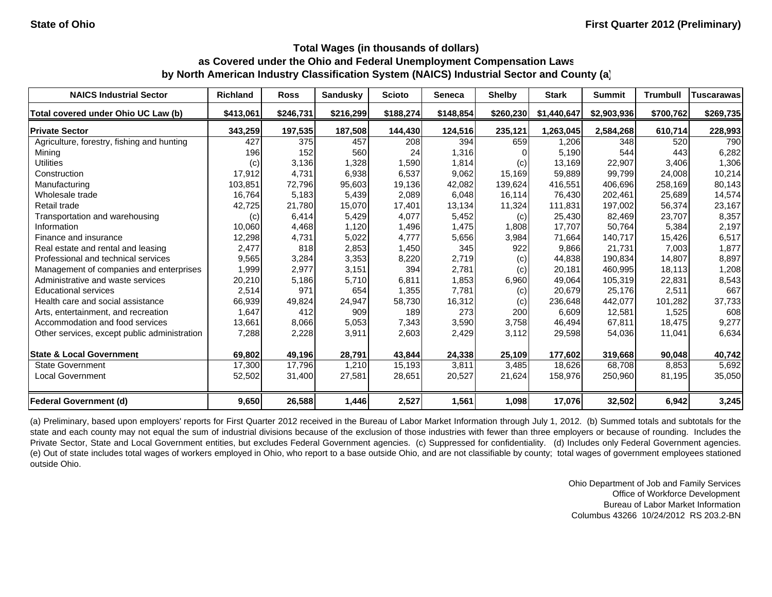State of Ohio | First Quarter 2012 (Preliminary)

### Total Wages (in thousands of dollars)
### as Covered under the Ohio and Federal Unemployment Compensation Laws
### by North American Industry Classification System (NAICS) Industrial Sector and County (a)

| NAICS Industrial Sector | Richland | Ross | Sandusky | Scioto | Seneca | Shelby | Stark | Summit | Trumbull | Tuscarawas |
|---|---|---|---|---|---|---|---|---|---|---|
| Total covered under Ohio UC Law (b) | $413,061 | $246,731 | $216,299 | $188,274 | $148,854 | $260,230 | $1,440,647 | $2,903,936 | $700,762 | $269,735 |
| **Private Sector** | 343,259 | 197,535 | 187,508 | 144,430 | 124,516 | 235,121 | 1,263,045 | 2,584,268 | 610,714 | 228,993 |
| Agriculture, forestry, fishing and hunting | 427 | 375 | 457 | 208 | 394 | 659 | 1,206 | 348 | 520 | 790 |
| Mining | 196 | 152 | 560 | 24 | 1,316 | 0 | 5,190 | 544 | 443 | 6,282 |
| Utilities | (c) | 3,136 | 1,328 | 1,590 | 1,814 | (c) | 13,169 | 22,907 | 3,406 | 1,306 |
| Construction | 17,912 | 4,731 | 6,938 | 6,537 | 9,062 | 15,169 | 59,889 | 99,799 | 24,008 | 10,214 |
| Manufacturing | 103,851 | 72,796 | 95,603 | 19,136 | 42,082 | 139,624 | 416,551 | 406,696 | 258,169 | 80,143 |
| Wholesale trade | 16,764 | 5,183 | 5,439 | 2,089 | 6,048 | 16,114 | 76,430 | 202,461 | 25,689 | 14,574 |
| Retail trade | 42,725 | 21,780 | 15,070 | 17,401 | 13,134 | 11,324 | 111,831 | 197,002 | 56,374 | 23,167 |
| Transportation and warehousing | (c) | 6,414 | 5,429 | 4,077 | 5,452 | (c) | 25,430 | 82,469 | 23,707 | 8,357 |
| Information | 10,060 | 4,468 | 1,120 | 1,496 | 1,475 | 1,808 | 17,707 | 50,764 | 5,384 | 2,197 |
| Finance and insurance | 12,298 | 4,731 | 5,022 | 4,777 | 5,656 | 3,984 | 71,664 | 140,717 | 15,426 | 6,517 |
| Real estate and rental and leasing | 2,477 | 818 | 2,853 | 1,450 | 345 | 922 | 9,866 | 21,731 | 7,003 | 1,877 |
| Professional and technical services | 9,565 | 3,284 | 3,353 | 8,220 | 2,719 | (c) | 44,838 | 190,834 | 14,807 | 8,897 |
| Management of companies and enterprises | 1,999 | 2,977 | 3,151 | 394 | 2,781 | (c) | 20,181 | 460,995 | 18,113 | 1,208 |
| Administrative and waste services | 20,210 | 5,186 | 5,710 | 6,811 | 1,853 | 6,960 | 49,064 | 105,319 | 22,831 | 8,543 |
| Educational services | 2,514 | 971 | 654 | 1,355 | 7,781 | (c) | 20,679 | 25,176 | 2,511 | 667 |
| Health care and social assistance | 66,939 | 49,824 | 24,947 | 58,730 | 16,312 | (c) | 236,648 | 442,077 | 101,282 | 37,733 |
| Arts, entertainment, and recreation | 1,647 | 412 | 909 | 189 | 273 | 200 | 6,609 | 12,581 | 1,525 | 608 |
| Accommodation and food services | 13,661 | 8,066 | 5,053 | 7,343 | 3,590 | 3,758 | 46,494 | 67,811 | 18,475 | 9,277 |
| Other services, except public administration | 7,288 | 2,228 | 3,911 | 2,603 | 2,429 | 3,112 | 29,598 | 54,036 | 11,041 | 6,634 |
| **State & Local Government** | 69,802 | 49,196 | 28,791 | 43,844 | 24,338 | 25,109 | 177,602 | 319,668 | 90,048 | 40,742 |
| State Government | 17,300 | 17,796 | 1,210 | 15,193 | 3,811 | 3,485 | 18,626 | 68,708 | 8,853 | 5,692 |
| Local Government | 52,502 | 31,400 | 27,581 | 28,651 | 20,527 | 21,624 | 158,976 | 250,960 | 81,195 | 35,050 |
| **Federal Government (d)** | 9,650 | 26,588 | 1,446 | 2,527 | 1,561 | 1,098 | 17,076 | 32,502 | 6,942 | 3,245 |

(a) Preliminary, based upon employers' reports for First Quarter 2012 received in the Bureau of Labor Market Information through July 1, 2012. (b) Summed totals and subtotals for the state and each county may not equal the sum of industrial divisions because of the exclusion of those industries with fewer than three employers or because of rounding. Includes the Private Sector, State and Local Government entities, but excludes Federal Government agencies. (c) Suppressed for confidentiality. (d) Includes only Federal Government agencies. (e) Out of state includes total wages of workers employed in Ohio, who report to a base outside Ohio, and are not classifiable by county; total wages of government employees stationed outside Ohio.

Ohio Department of Job and Family Services
Office of Workforce Development
Bureau of Labor Market Information
Columbus 43266 10/24/2012 RS 203.2-BN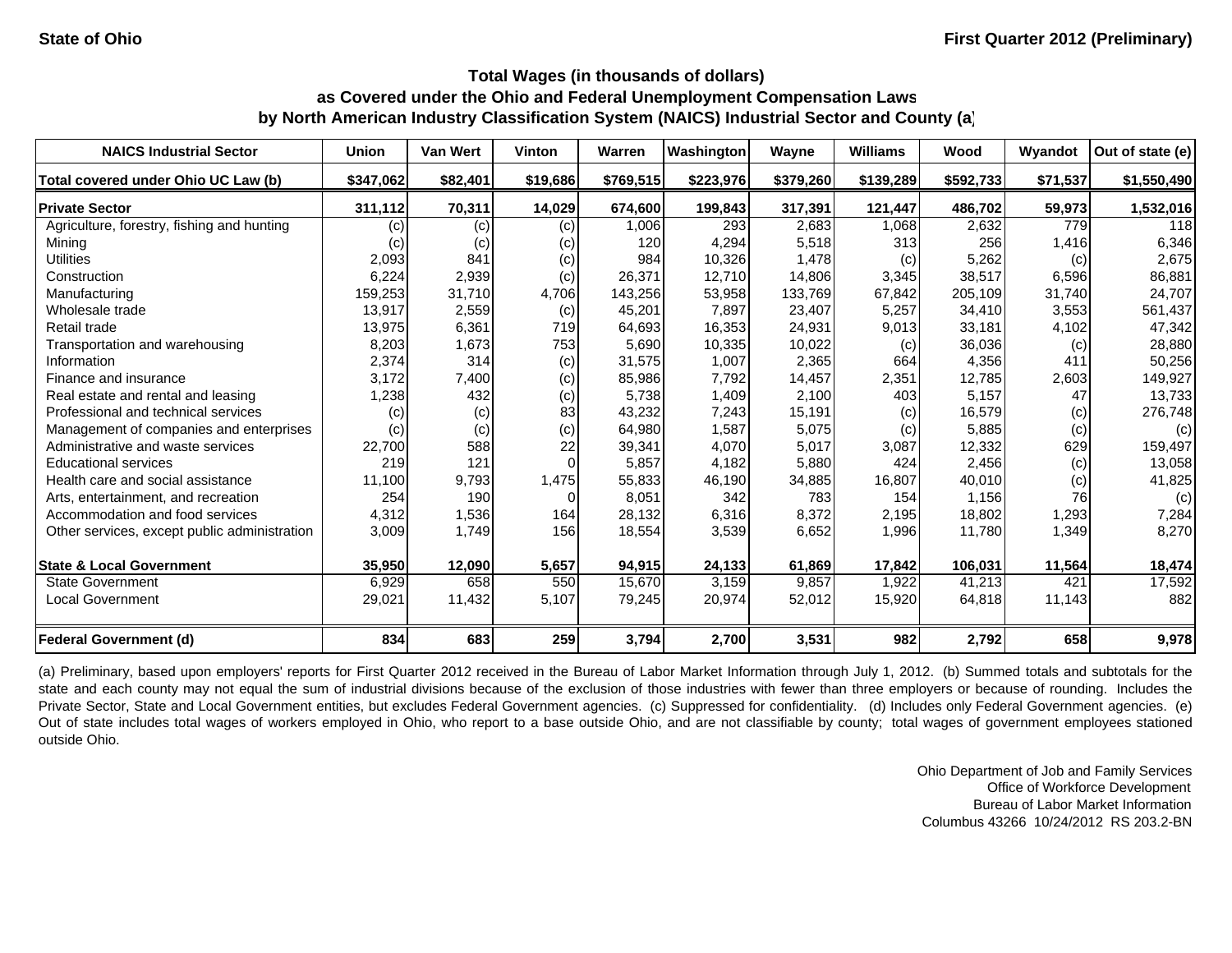**State of Ohio** **First Quarter 2012 (Preliminary)**

### Total Wages (in thousands of dollars)
### as Covered under the Ohio and Federal Unemployment Compensation Laws
### by North American Industry Classification System (NAICS) Industrial Sector and County (a)

| NAICS Industrial Sector | Union | Van Wert | Vinton | Warren | Washington | Wayne | Williams | Wood | Wyandot | Out of state (e) |
|---|---|---|---|---|---|---|---|---|---|---|
| **Total covered under Ohio UC Law (b)** | **$347,062** | **$82,401** | **$19,686** | **$769,515** | **$223,976** | **$379,260** | **$139,289** | **$592,733** | **$71,537** | **$1,550,490** |
| **Private Sector** | **311,112** | **70,311** | **14,029** | **674,600** | **199,843** | **317,391** | **121,447** | **486,702** | **59,973** | **1,532,016** |
| Agriculture, forestry, fishing and hunting | (c) | (c) | (c) | 1,006 | 293 | 2,683 | 1,068 | 2,632 | 779 | 118 |
| Mining | (c) | (c) | (c) | 120 | 4,294 | 5,518 | 313 | 256 | 1,416 | 6,346 |
| Utilities | 2,093 | 841 | (c) | 984 | 10,326 | 1,478 | (c) | 5,262 | (c) | 2,675 |
| Construction | 6,224 | 2,939 | (c) | 26,371 | 12,710 | 14,806 | 3,345 | 38,517 | 6,596 | 86,881 |
| Manufacturing | 159,253 | 31,710 | 4,706 | 143,256 | 53,958 | 133,769 | 67,842 | 205,109 | 31,740 | 24,707 |
| Wholesale trade | 13,917 | 2,559 | (c) | 45,201 | 7,897 | 23,407 | 5,257 | 34,410 | 3,553 | 561,437 |
| Retail trade | 13,975 | 6,361 | 719 | 64,693 | 16,353 | 24,931 | 9,013 | 33,181 | 4,102 | 47,342 |
| Transportation and warehousing | 8,203 | 1,673 | 753 | 5,690 | 10,335 | 10,022 | (c) | 36,036 | (c) | 28,880 |
| Information | 2,374 | 314 | (c) | 31,575 | 1,007 | 2,365 | 664 | 4,356 | 411 | 50,256 |
| Finance and insurance | 3,172 | 7,400 | (c) | 85,986 | 7,792 | 14,457 | 2,351 | 12,785 | 2,603 | 149,927 |
| Real estate and rental and leasing | 1,238 | 432 | (c) | 5,738 | 1,409 | 2,100 | 403 | 5,157 | 47 | 13,733 |
| Professional and technical services | (c) | (c) | 83 | 43,232 | 7,243 | 15,191 | (c) | 16,579 | (c) | 276,748 |
| Management of companies and enterprises | (c) | (c) | (c) | 64,980 | 1,587 | 5,075 | (c) | 5,885 | (c) | (c) |
| Administrative and waste services | 22,700 | 588 | 22 | 39,341 | 4,070 | 5,017 | 3,087 | 12,332 | 629 | 159,497 |
| Educational services | 219 | 121 | 0 | 5,857 | 4,182 | 5,880 | 424 | 2,456 | (c) | 13,058 |
| Health care and social assistance | 11,100 | 9,793 | 1,475 | 55,833 | 46,190 | 34,885 | 16,807 | 40,010 | (c) | 41,825 |
| Arts, entertainment, and recreation | 254 | 190 | 0 | 8,051 | 342 | 783 | 154 | 1,156 | 76 | (c) |
| Accommodation and food services | 4,312 | 1,536 | 164 | 28,132 | 6,316 | 8,372 | 2,195 | 18,802 | 1,293 | 7,284 |
| Other services, except public administration | 3,009 | 1,749 | 156 | 18,554 | 3,539 | 6,652 | 1,996 | 11,780 | 1,349 | 8,270 |
| **State & Local Government** | **35,950** | **12,090** | **5,657** | **94,915** | **24,133** | **61,869** | **17,842** | **106,031** | **11,564** | **18,474** |
| State Government | 6,929 | 658 | 550 | 15,670 | 3,159 | 9,857 | 1,922 | 41,213 | 421 | 17,592 |
| Local Government | 29,021 | 11,432 | 5,107 | 79,245 | 20,974 | 52,012 | 15,920 | 64,818 | 11,143 | 882 |
| **Federal Government (d)** | **834** | **683** | **259** | **3,794** | **2,700** | **3,531** | **982** | **2,792** | **658** | **9,978** |

(a) Preliminary, based upon employers' reports for First Quarter 2012 received in the Bureau of Labor Market Information through July 1, 2012. (b) Summed totals and subtotals for the state and each county may not equal the sum of industrial divisions because of the exclusion of those industries with fewer than three employers or because of rounding. Includes the Private Sector, State and Local Government entities, but excludes Federal Government agencies. (c) Suppressed for confidentiality. (d) Includes only Federal Government agencies. (e) Out of state includes total wages of workers employed in Ohio, who report to a base outside Ohio, and are not classifiable by county; total wages of government employees stationed outside Ohio.

Ohio Department of Job and Family Services
Office of Workforce Development
Bureau of Labor Market Information
Columbus 43266 10/24/2012 RS 203.2-BN